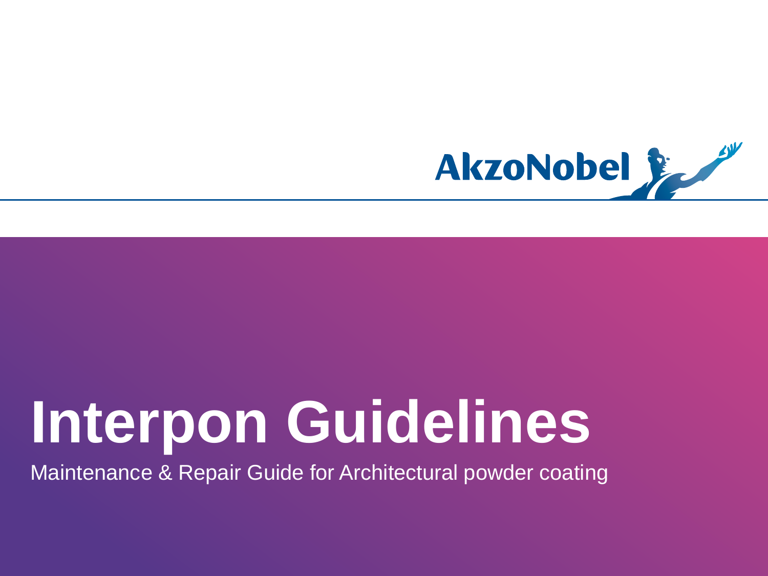AkzoNobel

# Interpon Guidelines

Maintenance & Repair Guide for Architectural powder coating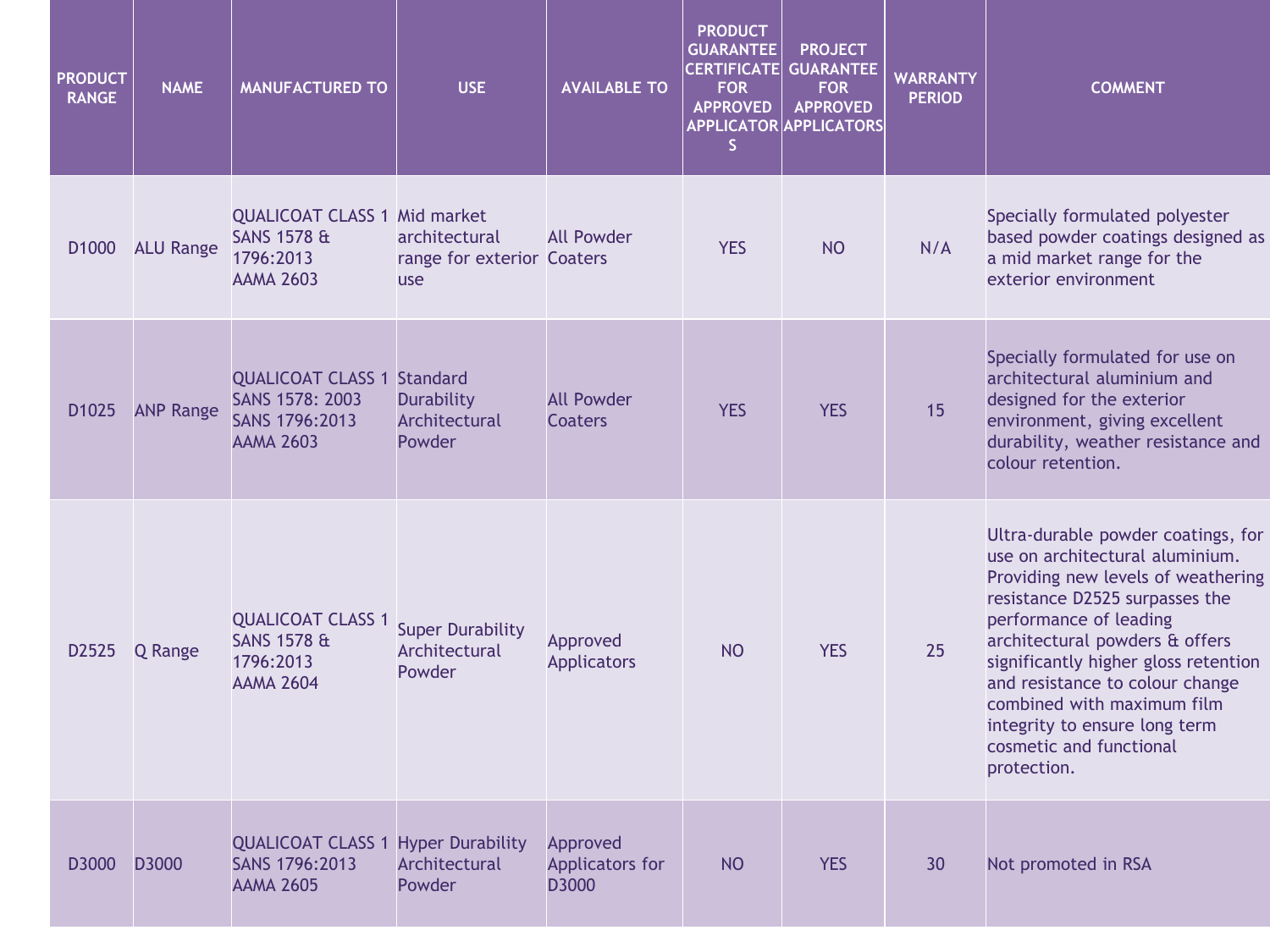| PRODUCT RANGE | NAME | MANUFACTURED TO | USE | AVAILABLE TO | PRODUCT GUARANTEE CERTIFICATE FOR APPROVED APPLICATORS | PROJECT GUARANTEE FOR APPROVED APPLICATORS | WARRANTY PERIOD | COMMENT |
|---|---|---|---|---|---|---|---|---|
| D1000 | ALU Range | QUALICOAT CLASS 1 SANS 1578 & 1796:2013 AAMA 2603 | Mid market architectural range for exterior use | All Powder Coaters | YES | NO | N/A | Specially formulated polyester based powder coatings designed as a mid market range for the exterior environment |
| D1025 | ANP Range | QUALICOAT CLASS 1 SANS 1578: 2003 SANS 1796:2013 AAMA 2603 | Standard Durability Architectural Powder | All Powder Coaters | YES | YES | 15 | Specially formulated for use on architectural aluminium and designed for the exterior environment, giving excellent durability, weather resistance and colour retention. |
| D2525 | Q Range | QUALICOAT CLASS 1 SANS 1578 & 1796:2013 AAMA 2604 | Super Durability Architectural Powder | Approved Applicators | NO | YES | 25 | Ultra-durable powder coatings, for use on architectural aluminium. Providing new levels of weathering resistance D2525 surpasses the performance of leading architectural powders & offers significantly higher gloss retention and resistance to colour change combined with maximum film integrity to ensure long term cosmetic and functional protection. |
| D3000 | D3000 | QUALICOAT CLASS 1 SANS 1796:2013 AAMA 2605 | Hyper Durability Architectural Powder | Approved Applicators for D3000 | NO | YES | 30 | Not promoted in RSA |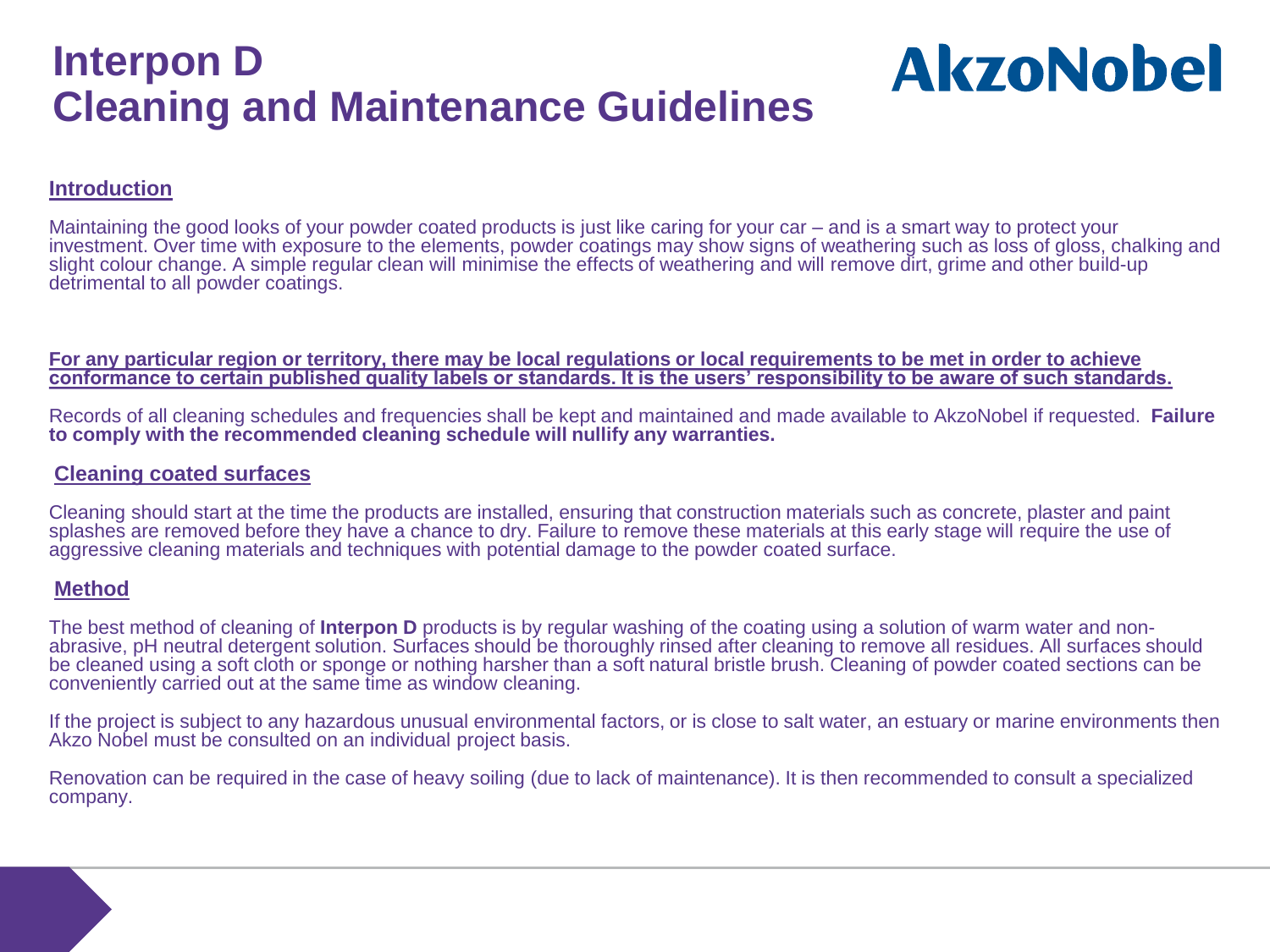# Interpon D
# Cleaning and Maintenance Guidelines

AkzoNobel

## Introduction

Maintaining the good looks of your powder coated products is just like caring for your car – and is a smart way to protect your investment. Over time with exposure to the elements, powder coatings may show signs of weathering such as loss of gloss, chalking and slight colour change. A simple regular clean will minimise the effects of weathering and will remove dirt, grime and other build-up detrimental to all powder coatings.

**For any particular region or territory, there may be local regulations or local requirements to be met in order to achieve conformance to certain published quality labels or standards. It is the users' responsibility to be aware of such standards.**

Records of all cleaning schedules and frequencies shall be kept and maintained and made available to AkzoNobel if requested. **Failure to comply with the recommended cleaning schedule will nullify any warranties.**

## Cleaning coated surfaces

Cleaning should start at the time the products are installed, ensuring that construction materials such as concrete, plaster and paint splashes are removed before they have a chance to dry. Failure to remove these materials at this early stage will require the use of aggressive cleaning materials and techniques with potential damage to the powder coated surface.

## Method

The best method of cleaning of **Interpon D** products is by regular washing of the coating using a solution of warm water and non-abrasive, pH neutral detergent solution. Surfaces should be thoroughly rinsed after cleaning to remove all residues. All surfaces should be cleaned using a soft cloth or sponge or nothing harsher than a soft natural bristle brush. Cleaning of powder coated sections can be conveniently carried out at the same time as window cleaning.

If the project is subject to any hazardous unusual environmental factors, or is close to salt water, an estuary or marine environments then Akzo Nobel must be consulted on an individual project basis.

Renovation can be required in the case of heavy soiling (due to lack of maintenance). It is then recommended to consult a specialized company.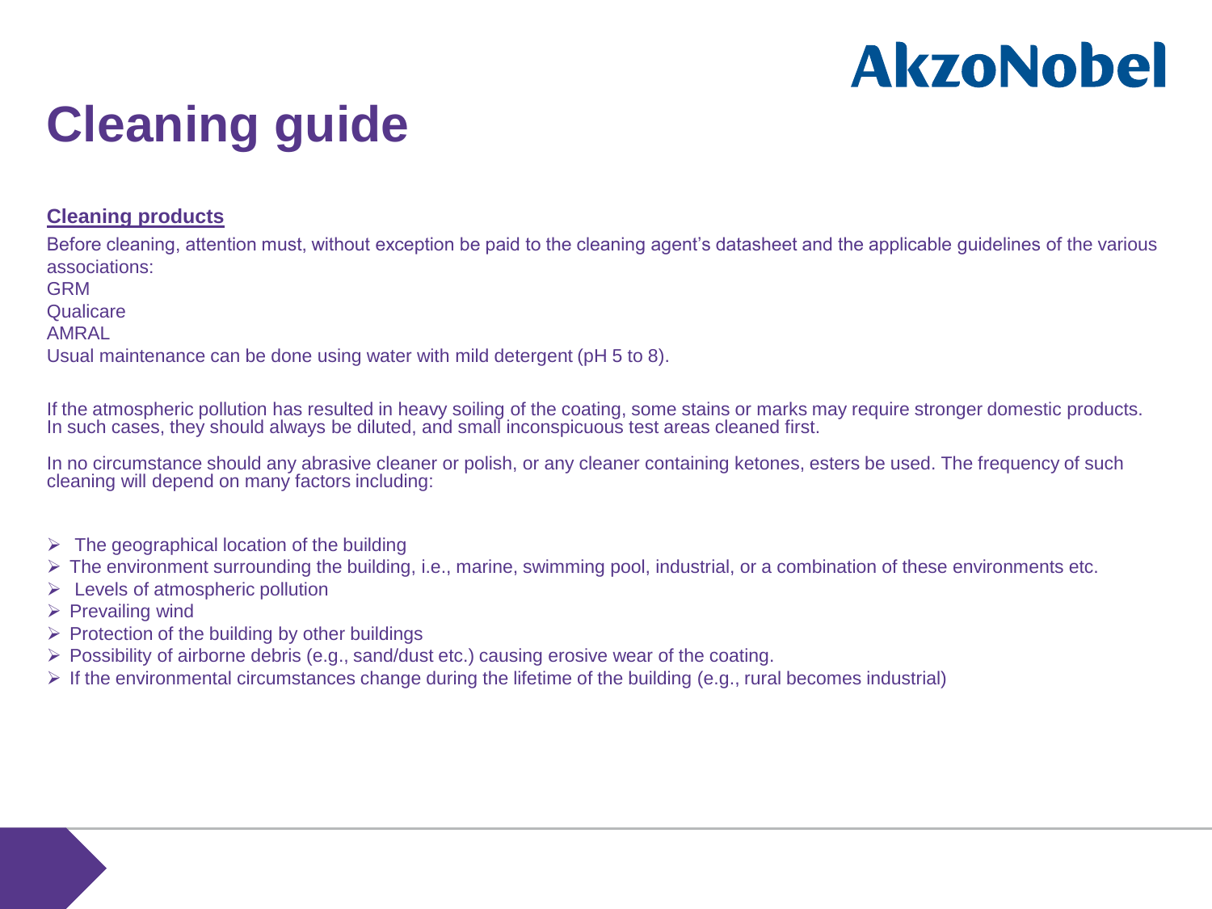# Cleaning guide

**Cleaning products**

Before cleaning, attention must, without exception be paid to the cleaning agent's datasheet and the applicable guidelines of the various associations:

GRM

Qualicare

AMRAL

Usual maintenance can be done using water with mild detergent (pH 5 to 8).

If the atmospheric pollution has resulted in heavy soiling of the coating, some stains or marks may require stronger domestic products. In such cases, they should always be diluted, and small inconspicuous test areas cleaned first.

In no circumstance should any abrasive cleaner or polish, or any cleaner containing ketones, esters be used. The frequency of such cleaning will depend on many factors including:

- The geographical location of the building
- The environment surrounding the building, i.e., marine, swimming pool, industrial, or a combination of these environments etc.
- Levels of atmospheric pollution
- Prevailing wind
- Protection of the building by other buildings
- Possibility of airborne debris (e.g., sand/dust etc.) causing erosive wear of the coating.
- If the environmental circumstances change during the lifetime of the building (e.g., rural becomes industrial)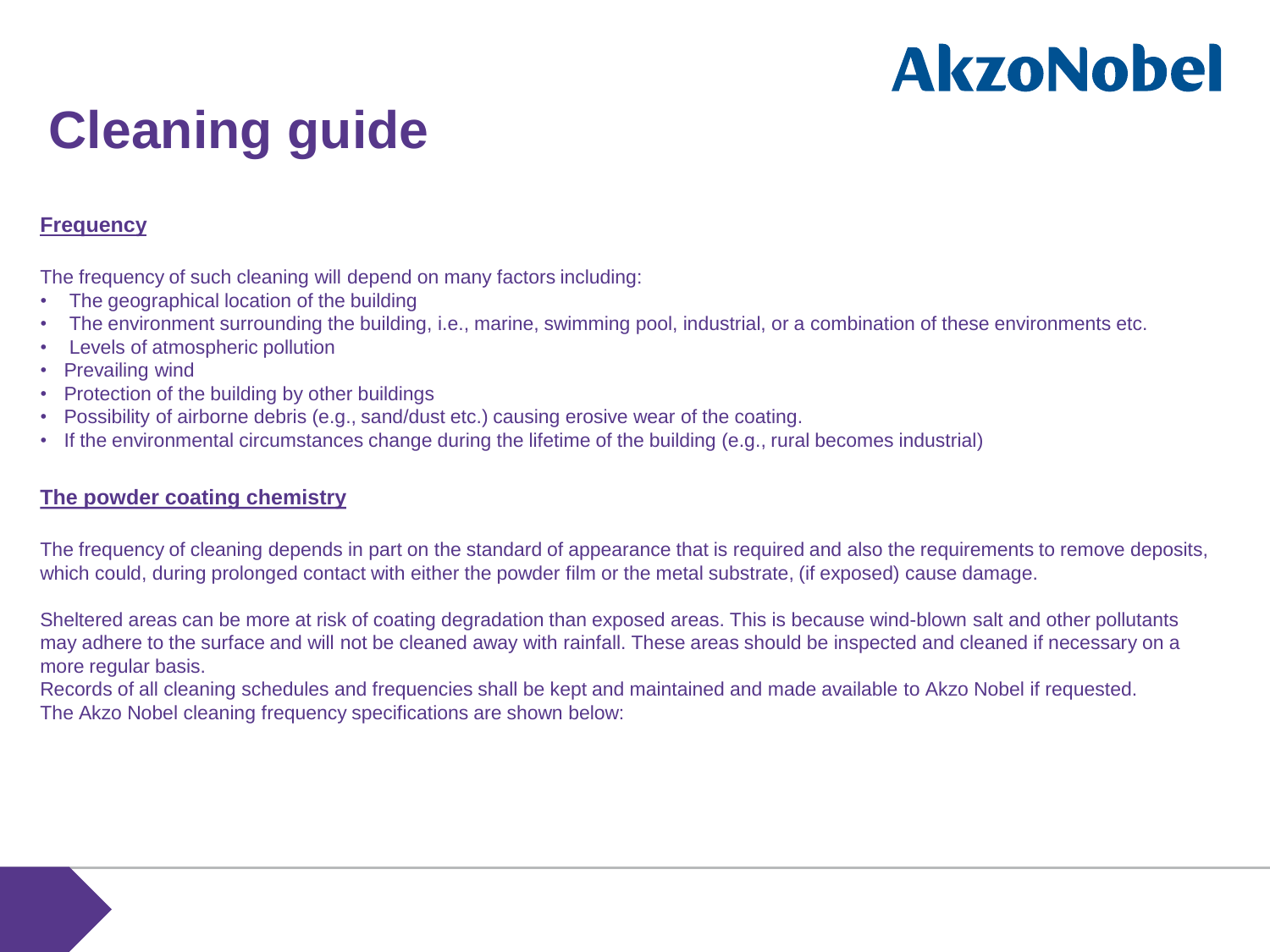# Cleaning guide

**Frequency**

The frequency of such cleaning will depend on many factors including:

- The geographical location of the building
- The environment surrounding the building, i.e., marine, swimming pool, industrial, or a combination of these environments etc.
- Levels of atmospheric pollution
- Prevailing wind
- Protection of the building by other buildings
- Possibility of airborne debris (e.g., sand/dust etc.) causing erosive wear of the coating.
- If the environmental circumstances change during the lifetime of the building (e.g., rural becomes industrial)

**The powder coating chemistry**

The frequency of cleaning depends in part on the standard of appearance that is required and also the requirements to remove deposits, which could, during prolonged contact with either the powder film or the metal substrate, (if exposed) cause damage.

Sheltered areas can be more at risk of coating degradation than exposed areas. This is because wind-blown salt and other pollutants may adhere to the surface and will not be cleaned away with rainfall. These areas should be inspected and cleaned if necessary on a more regular basis.
Records of all cleaning schedules and frequencies shall be kept and maintained and made available to Akzo Nobel if requested.
The Akzo Nobel cleaning frequency specifications are shown below: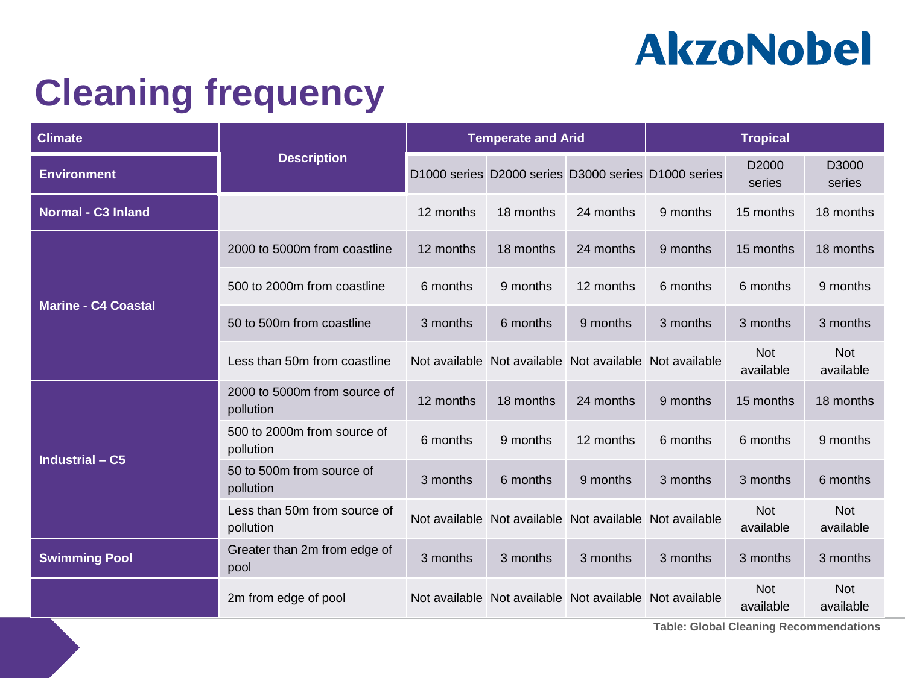# Cleaning frequency

| Climate | Description | Temperate and Arid | | | Tropical | | |
|---|---|---|---|---|---|---|---|
| Environment | | D1000 series | D2000 series | D3000 series | D1000 series | D2000 series | D3000 series |
| Normal - C3 Inland | | 12 months | 18 months | 24 months | 9 months | 15 months | 18 months |
| Marine - C4 Coastal | 2000 to 5000m from coastline | 12 months | 18 months | 24 months | 9 months | 15 months | 18 months |
| | 500 to 2000m from coastline | 6 months | 9 months | 12 months | 6 months | 6 months | 9 months |
| | 50 to 500m from coastline | 3 months | 6 months | 9 months | 3 months | 3 months | 3 months |
| | Less than 50m from coastline | Not available | Not available | Not available | Not available | Not available | Not available |
| Industrial – C5 | 2000 to 5000m from source of pollution | 12 months | 18 months | 24 months | 9 months | 15 months | 18 months |
| | 500 to 2000m from source of pollution | 6 months | 9 months | 12 months | 6 months | 6 months | 9 months |
| | 50 to 500m from source of pollution | 3 months | 6 months | 9 months | 3 months | 3 months | 6 months |
| | Less than 50m from source of pollution | Not available | Not available | Not available | Not available | Not available | Not available |
| Swimming Pool | Greater than 2m from edge of pool | 3 months | 3 months | 3 months | 3 months | 3 months | 3 months |
| | 2m from edge of pool | Not available | Not available | Not available | Not available | Not available | Not available |

Table: Global Cleaning Recommendations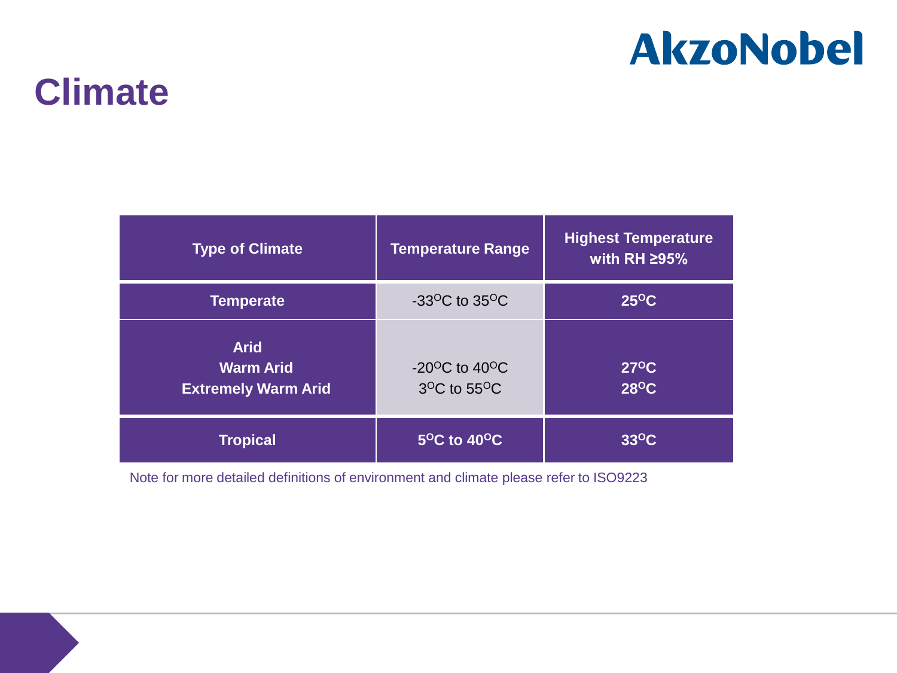# Climate

| Type of Climate | Temperature Range | Highest Temperature with RH ≥95% |
|---|---|---|
| **Temperate** | -33$^{O}$C to 35$^{O}$C | **25$^{O}$C** |
| **Arid** | | |
| **Warm Arid** | -20$^{O}$C to 40$^{O}$C | **27$^{O}$C** |
| **Extremely Warm Arid** | 3$^{O}$C to 55$^{O}$C | **28$^{O}$C** |
| **Tropical** | **5$^{O}$C to 40$^{O}$C** | **33$^{O}$C** |

Note for more detailed definitions of environment and climate please refer to ISO9223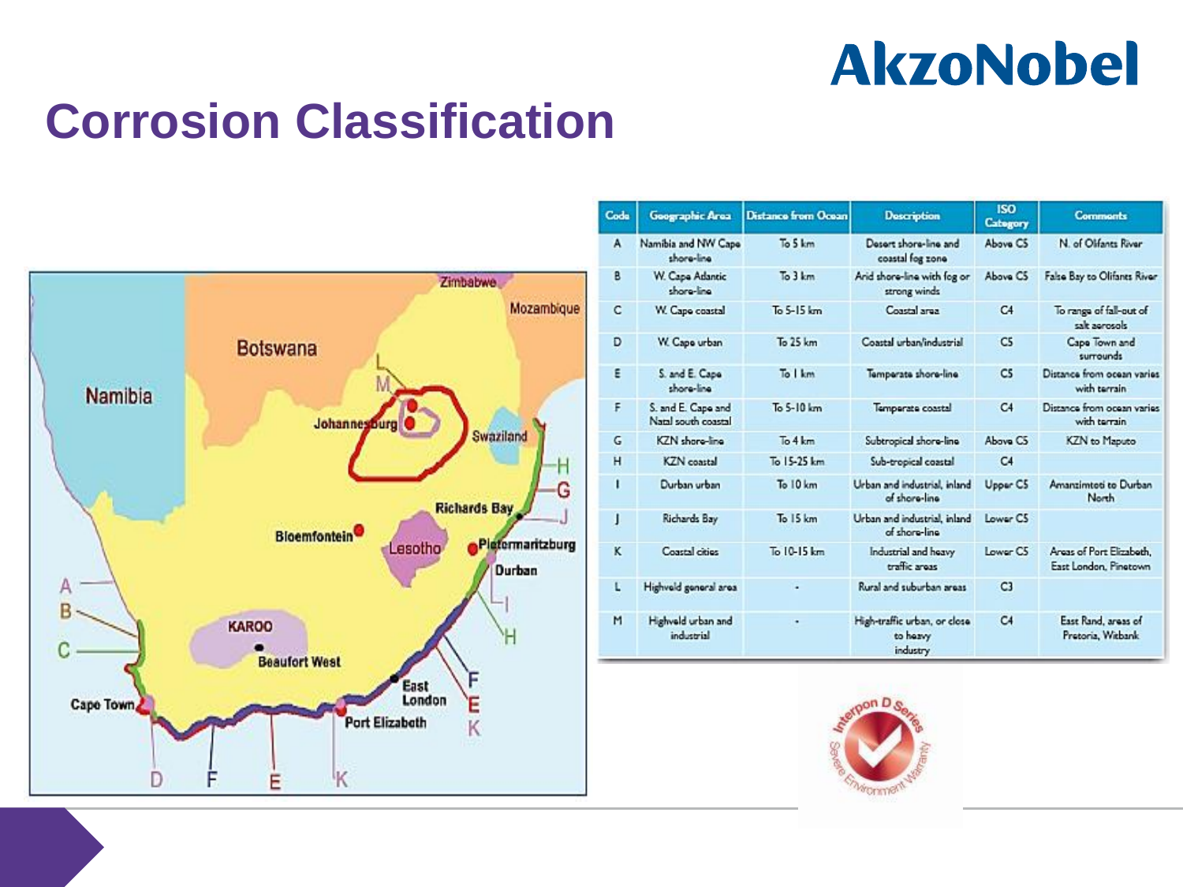# Corrosion Classification

| Code | Geographic Area | Distance from Ocean | Description | ISO Category | Comments |
| --- | --- | --- | --- | --- | --- |
| A | Namibia and NW Cape shore-line | To 5 km | Desert shore-line and coastal fog zone | Above C5 | N. of Olifants River |
| B | W. Cape Atlantic shore-line | To 3 km | Arid shore-line with fog or strong winds | Above C5 | False Bay to Olifants River |
| C | W. Cape coastal | To 5-15 km | Coastal area | C4 | To range of fall-out of salt aerosols |
| D | W. Cape urban | To 25 km | Coastal urban/industrial | C5 | Cape Town and surrounds |
| E | S. and E. Cape shore-line | To 1 km | Temperate shore-line | C5 | Distance from ocean varies with terrain |
| F | S. and E. Cape and Natal south coastal | To 5-10 km | Temperate coastal | C4 | Distance from ocean varies with terrain |
| G | KZN shore-line | To 4 km | Subtropical shore-line | Above C5 | KZN to Maputo |
| H | KZN coastal | To 15-25 km | Sub-tropical coastal | C4 | |
| I | Durban urban | To 10 km | Urban and industrial, inland of shore-line | Upper C5 | Amanzimtoti to Durban North |
| J | Richards Bay | To 15 km | Urban and industrial, inland of shore-line | Lower C5 | |
| K | Coastal cities | To 10-15 km | Industrial and heavy traffic areas | Lower C5 | Areas of Port Elizabeth, East London, Pinetown |
| L | Highveld general area | - | Rural and suburban areas | C3 | |
| M | Highveld urban and industrial | - | High-traffic urban, or close to heavy industry | C4 | East Rand, areas of Pretoria, Witbank |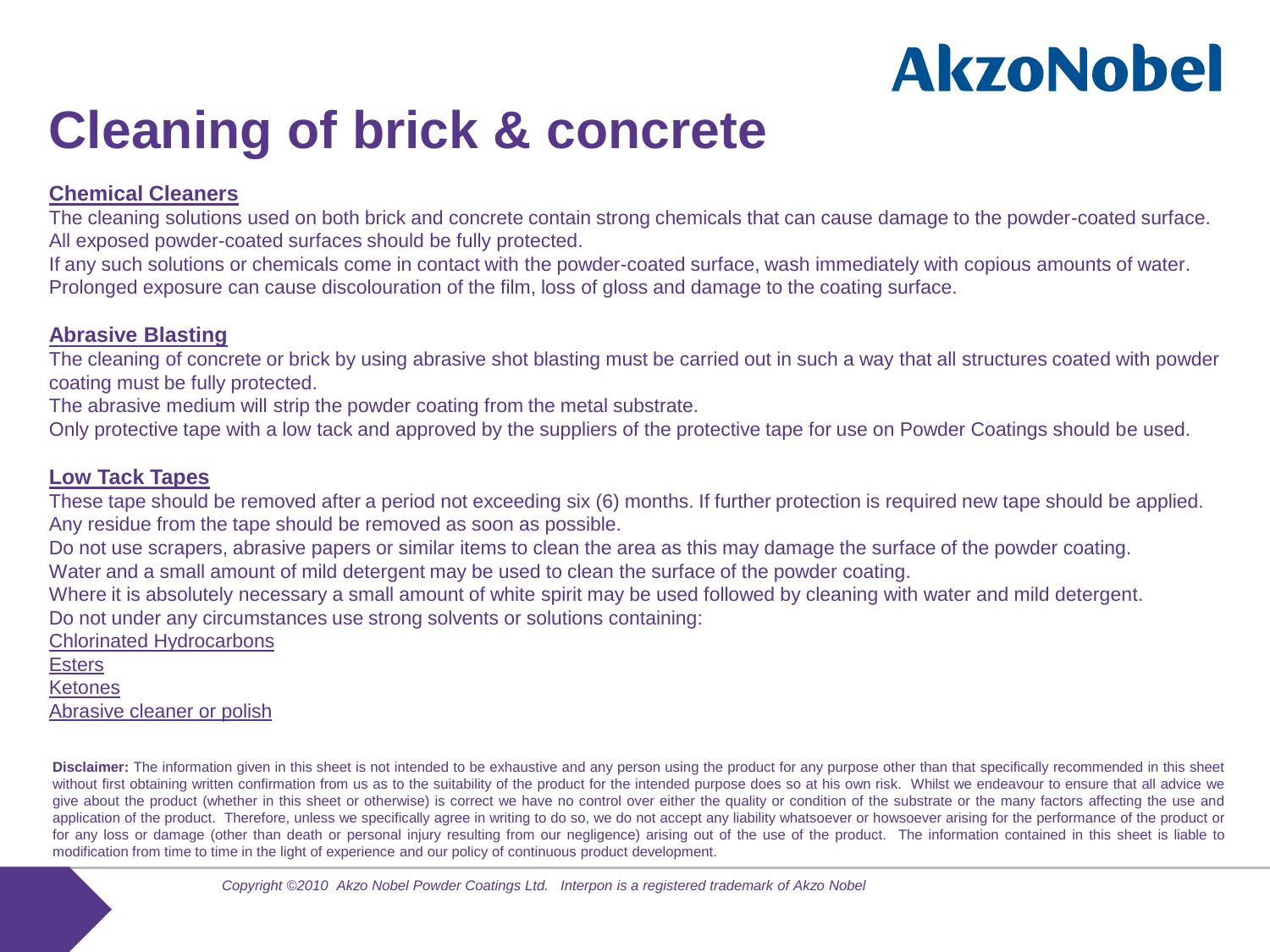# Cleaning of brick & concrete

**Chemical Cleaners**

The cleaning solutions used on both brick and concrete contain strong chemicals that can cause damage to the powder-coated surface. All exposed powder-coated surfaces should be fully protected.

If any such solutions or chemicals come in contact with the powder-coated surface, wash immediately with copious amounts of water. Prolonged exposure can cause discolouration of the film, loss of gloss and damage to the coating surface.

**Abrasive Blasting**

The cleaning of concrete or brick by using abrasive shot blasting must be carried out in such a way that all structures coated with powder coating must be fully protected.

The abrasive medium will strip the powder coating from the metal substrate.

Only protective tape with a low tack and approved by the suppliers of the protective tape for use on Powder Coatings should be used.

**Low Tack Tapes**

These tape should be removed after a period not exceeding six (6) months. If further protection is required new tape should be applied.

Any residue from the tape should be removed as soon as possible.

Do not use scrapers, abrasive papers or similar items to clean the area as this may damage the surface of the powder coating.

Water and a small amount of mild detergent may be used to clean the surface of the powder coating.

Where it is absolutely necessary a small amount of white spirit may be used followed by cleaning with water and mild detergent.

Do not under any circumstances use strong solvents or solutions containing:

Chlorinated Hydrocarbons

Esters

Ketones

Abrasive cleaner or polish

**Disclaimer:** The information given in this sheet is not intended to be exhaustive and any person using the product for any purpose other than that specifically recommended in this sheet without first obtaining written confirmation from us as to the suitability of the product for the intended purpose does so at his own risk. Whilst we endeavour to ensure that all advice we give about the product (whether in this sheet or otherwise) is correct we have no control over either the quality or condition of the substrate or the many factors affecting the use and application of the product. Therefore, unless we specifically agree in writing to do so, we do not accept any liability whatsoever or howsoever arising for the performance of the product or for any loss or damage (other than death or personal injury resulting from our negligence) arising out of the use of the product. The information contained in this sheet is liable to modification from time to time in the light of experience and our policy of continuous product development.

*Copyright ©2010 Akzo Nobel Powder Coatings Ltd. Interpon is a registered trademark of Akzo Nobel*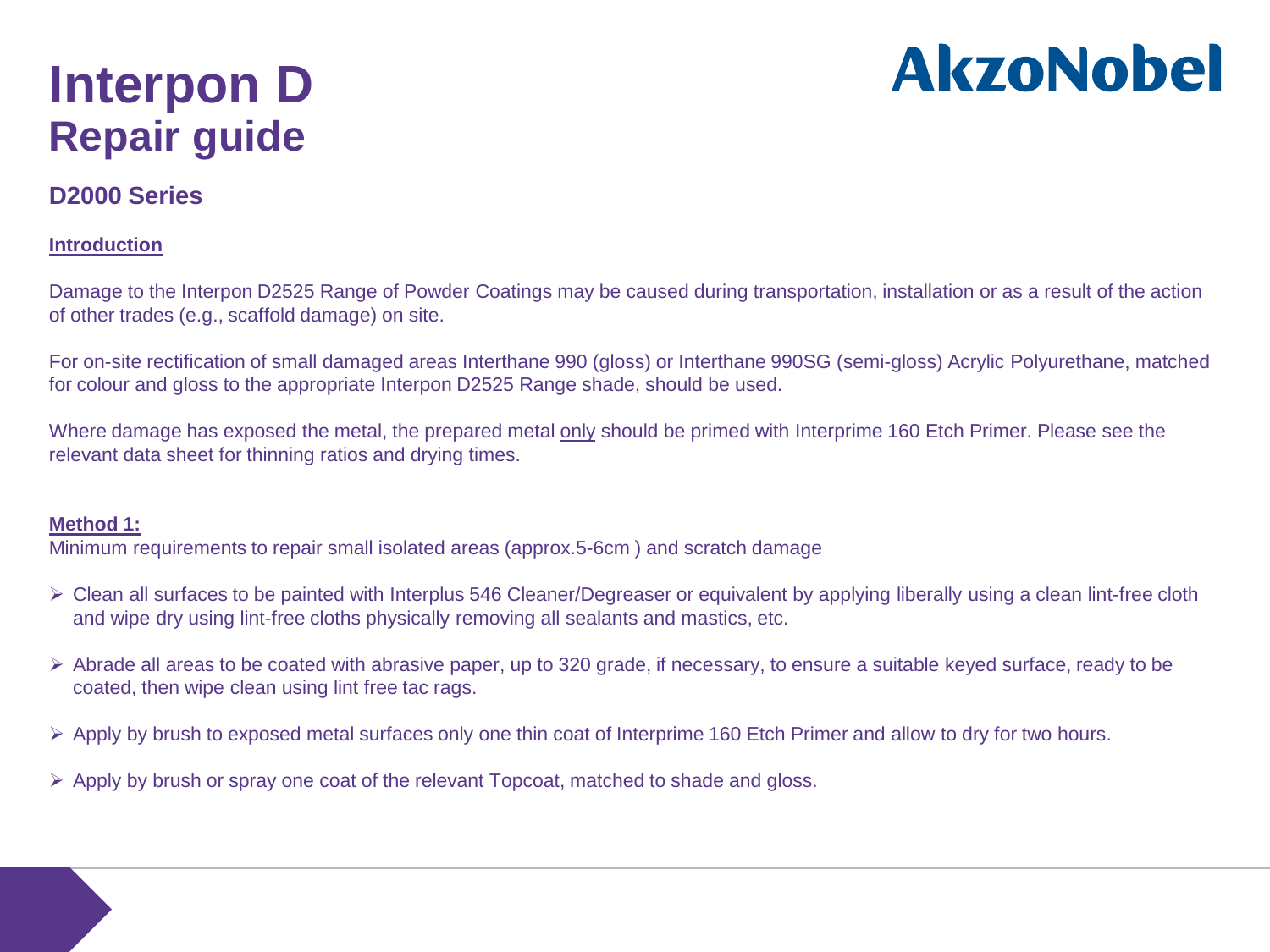# Interpon D
## Repair guide

AkzoNobel

### D2000 Series

**Introduction**

Damage to the Interpon D2525 Range of Powder Coatings may be caused during transportation, installation or as a result of the action of other trades (e.g., scaffold damage) on site.

For on-site rectification of small damaged areas Interthane 990 (gloss) or Interthane 990SG (semi-gloss) Acrylic Polyurethane, matched for colour and gloss to the appropriate Interpon D2525 Range shade, should be used.

Where damage has exposed the metal, the prepared metal only should be primed with Interprime 160 Etch Primer. Please see the relevant data sheet for thinning ratios and drying times.

**Method 1:**

Minimum requirements to repair small isolated areas (approx.5-6cm ) and scratch damage

- Clean all surfaces to be painted with Interplus 546 Cleaner/Degreaser or equivalent by applying liberally using a clean lint-free cloth and wipe dry using lint-free cloths physically removing all sealants and mastics, etc.
- Abrade all areas to be coated with abrasive paper, up to 320 grade, if necessary, to ensure a suitable keyed surface, ready to be coated, then wipe clean using lint free tac rags.
- Apply by brush to exposed metal surfaces only one thin coat of Interprime 160 Etch Primer and allow to dry for two hours.
- Apply by brush or spray one coat of the relevant Topcoat, matched to shade and gloss.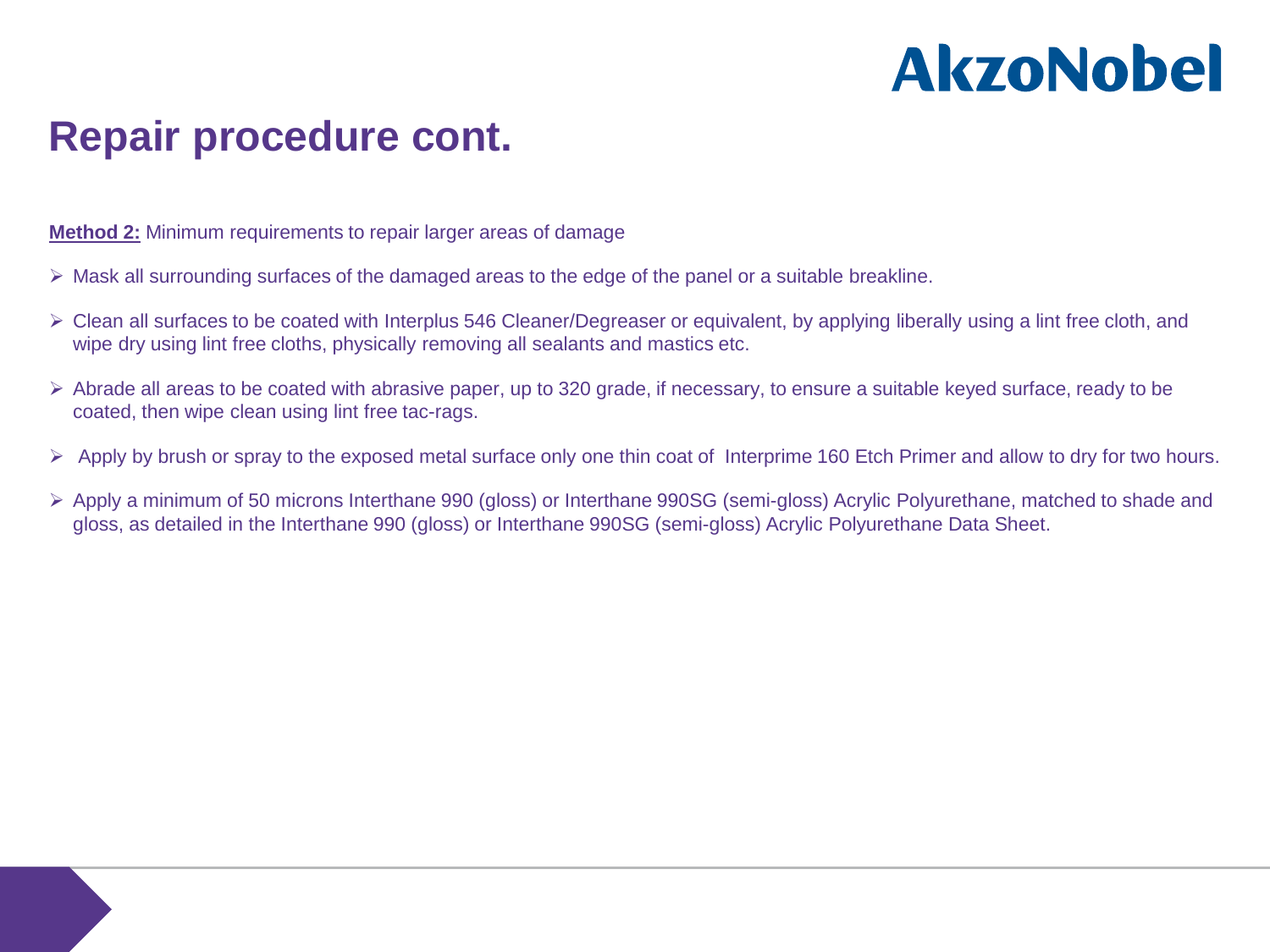# Repair procedure cont.

**Method 2:** Minimum requirements to repair larger areas of damage

- Mask all surrounding surfaces of the damaged areas to the edge of the panel or a suitable breakline.
- Clean all surfaces to be coated with Interplus 546 Cleaner/Degreaser or equivalent, by applying liberally using a lint free cloth, and wipe dry using lint free cloths, physically removing all sealants and mastics etc.
- Abrade all areas to be coated with abrasive paper, up to 320 grade, if necessary, to ensure a suitable keyed surface, ready to be coated, then wipe clean using lint free tac-rags.
- Apply by brush or spray to the exposed metal surface only one thin coat of Interprime 160 Etch Primer and allow to dry for two hours.
- Apply a minimum of 50 microns Interthane 990 (gloss) or Interthane 990SG (semi-gloss) Acrylic Polyurethane, matched to shade and gloss, as detailed in the Interthane 990 (gloss) or Interthane 990SG (semi-gloss) Acrylic Polyurethane Data Sheet.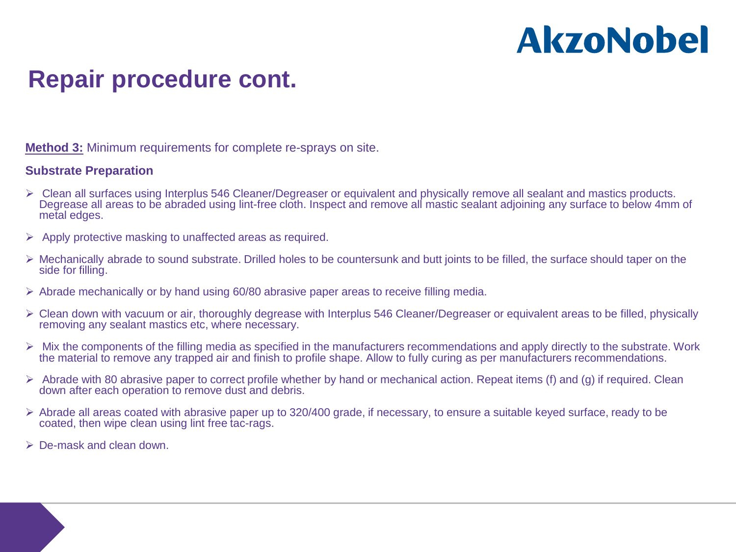# Repair procedure cont.

**Method 3:** Minimum requirements for complete re-sprays on site.

**Substrate Preparation**

- Clean all surfaces using Interplus 546 Cleaner/Degreaser or equivalent and physically remove all sealant and mastics products. Degrease all areas to be abraded using lint-free cloth. Inspect and remove all mastic sealant adjoining any surface to below 4mm of metal edges.
- Apply protective masking to unaffected areas as required.
- Mechanically abrade to sound substrate. Drilled holes to be countersunk and butt joints to be filled, the surface should taper on the side for filling.
- Abrade mechanically or by hand using 60/80 abrasive paper areas to receive filling media.
- Clean down with vacuum or air, thoroughly degrease with Interplus 546 Cleaner/Degreaser or equivalent areas to be filled, physically removing any sealant mastics etc, where necessary.
- Mix the components of the filling media as specified in the manufacturers recommendations and apply directly to the substrate. Work the material to remove any trapped air and finish to profile shape. Allow to fully curing as per manufacturers recommendations.
- Abrade with 80 abrasive paper to correct profile whether by hand or mechanical action. Repeat items (f) and (g) if required. Clean down after each operation to remove dust and debris.
- Abrade all areas coated with abrasive paper up to 320/400 grade, if necessary, to ensure a suitable keyed surface, ready to be coated, then wipe clean using lint free tac-rags.
- De-mask and clean down.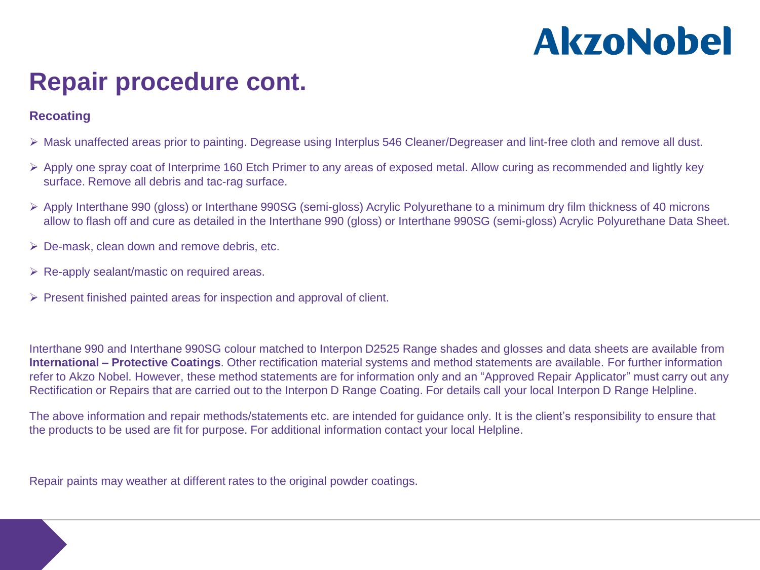# Repair procedure cont.

**Recoating**

- Mask unaffected areas prior to painting. Degrease using Interplus 546 Cleaner/Degreaser and lint-free cloth and remove all dust.
- Apply one spray coat of Interprime 160 Etch Primer to any areas of exposed metal. Allow curing as recommended and lightly key surface. Remove all debris and tac-rag surface.
- Apply Interthane 990 (gloss) or Interthane 990SG (semi-gloss) Acrylic Polyurethane to a minimum dry film thickness of 40 microns allow to flash off and cure as detailed in the Interthane 990 (gloss) or Interthane 990SG (semi-gloss) Acrylic Polyurethane Data Sheet.
- De-mask, clean down and remove debris, etc.
- Re-apply sealant/mastic on required areas.
- Present finished painted areas for inspection and approval of client.

Interthane 990 and Interthane 990SG colour matched to Interpon D2525 Range shades and glosses and data sheets are available from **International – Protective Coatings**. Other rectification material systems and method statements are available. For further information refer to Akzo Nobel. However, these method statements are for information only and an "Approved Repair Applicator" must carry out any Rectification or Repairs that are carried out to the Interpon D Range Coating. For details call your local Interpon D Range Helpline.

The above information and repair methods/statements etc. are intended for guidance only. It is the client's responsibility to ensure that the products to be used are fit for purpose. For additional information contact your local Helpline.

Repair paints may weather at different rates to the original powder coatings.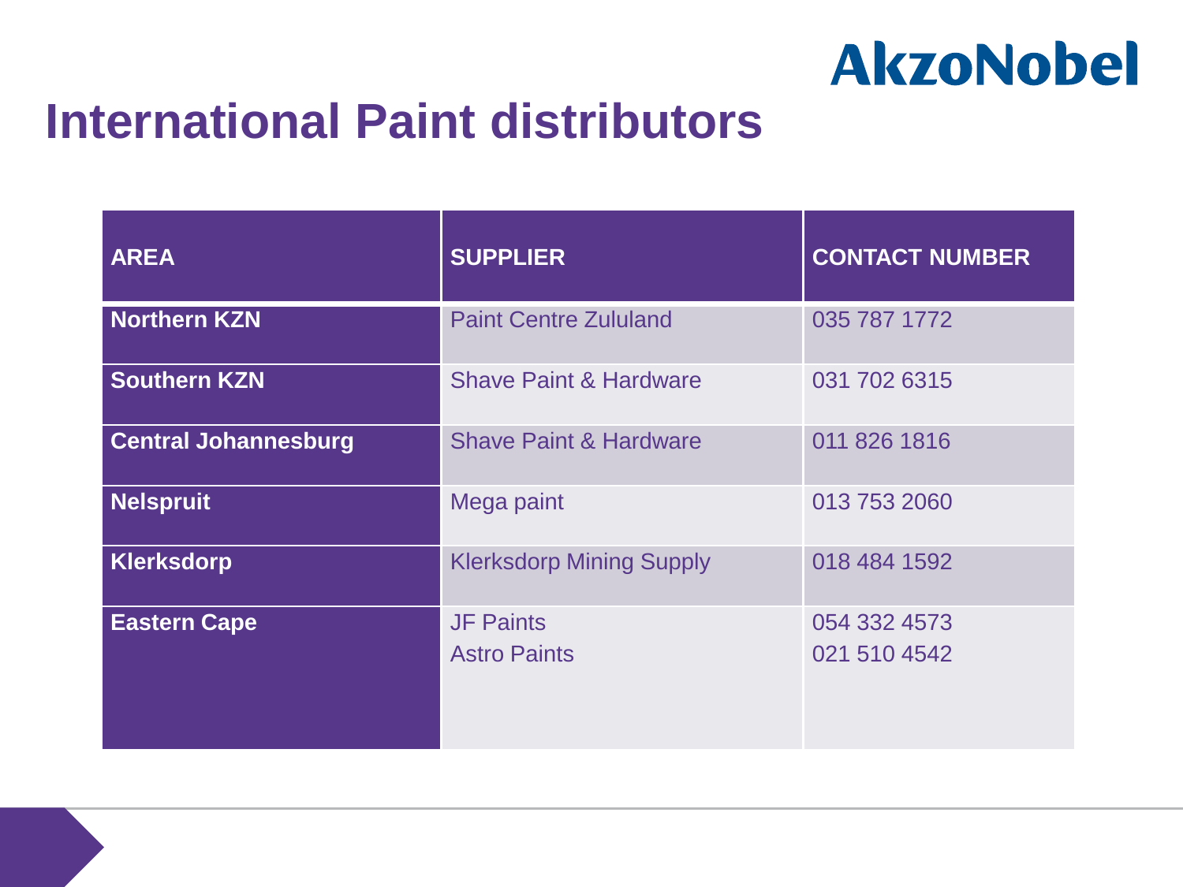AkzoNobel

# International Paint distributors

| AREA | SUPPLIER | CONTACT NUMBER |
|---|---|---|
| **Northern KZN** | Paint Centre Zululand | 035 787 1772 |
| **Southern KZN** | Shave Paint & Hardware | 031 702 6315 |
| **Central Johannesburg** | Shave Paint & Hardware | 011 826 1816 |
| **Nelspruit** | Mega paint | 013 753 2060 |
| **Klerksdorp** | Klerksdorp Mining Supply | 018 484 1592 |
| **Eastern Cape** | JF Paints<br>Astro Paints | 054 332 4573<br>021 510 4542 |